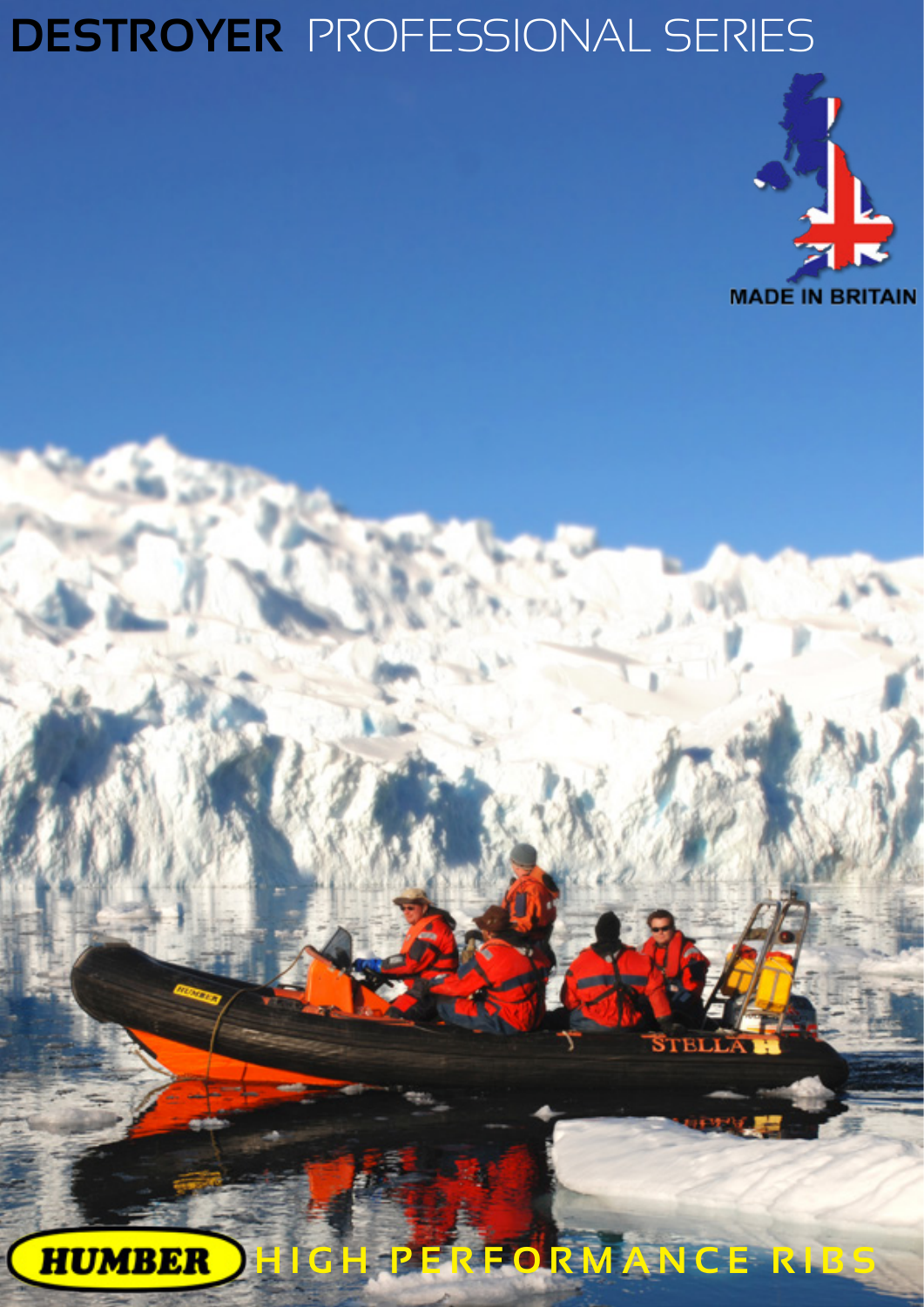# DESTROYER PROFESSIONAL SERIES

MADE IN BRITAIN

HUMBER HIGH PERFORMANCE RIBS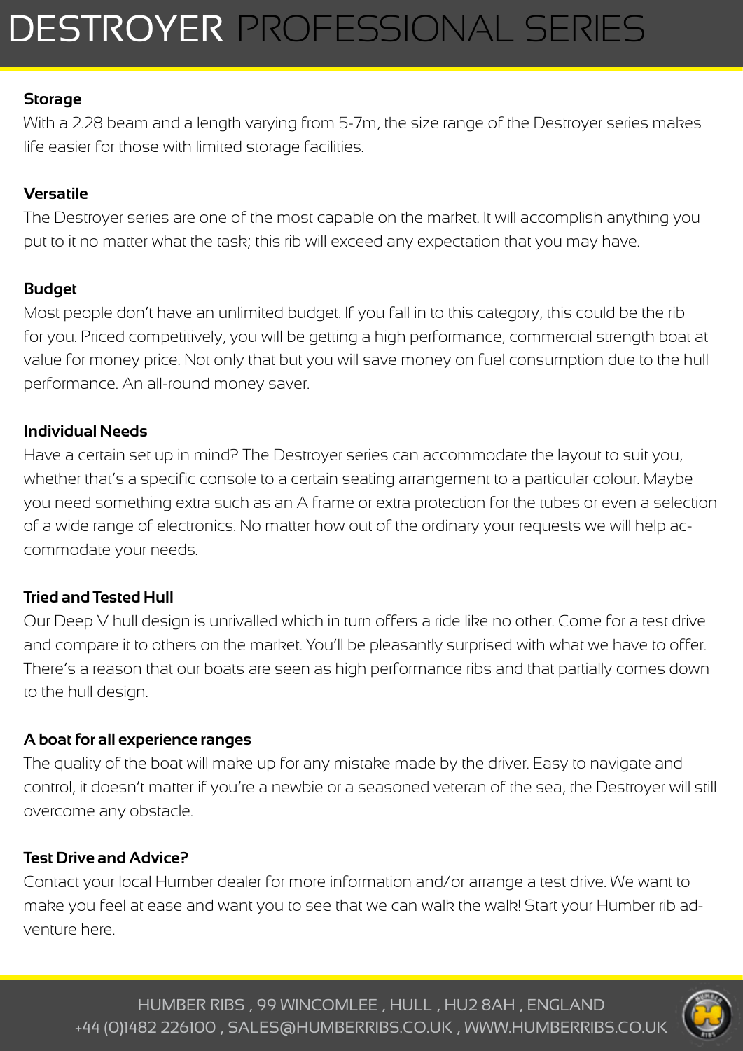**Storage**

With a 2.28 beam and a length varying from 5-7m, the size range of the Destroyer series makes life easier for those with limited storage facilities.

**Versatile**

The Destroyer series are one of the most capable on the market. It will accomplish anything you put to it no matter what the task; this rib will exceed any expectation that you may have.

**Budget**

Most people don't have an unlimited budget. If you fall in to this category, this could be the rib for you. Priced competitively, you will be getting a high performance, commercial strength boat at value for money price. Not only that but you will save money on fuel consumption due to the hull performance. An all-round money saver.

**Individual Needs**

Have a certain set up in mind? The Destroyer series can accommodate the layout to suit you, whether that's a specific console to a certain seating arrangement to a particular colour. Maybe you need something extra such as an A frame or extra protection for the tubes or even a selection of a wide range of electronics. No matter how out of the ordinary your requests we will help accommodate your needs.

**Tried and Tested Hull**

Our Deep V hull design is unrivalled which in turn offers a ride like no other. Come for a test drive and compare it to others on the market. You'll be pleasantly surprised with what we have to offer. There's a reason that our boats are seen as high performance ribs and that partially comes down to the hull design.

**A boat for all experience ranges**

The quality of the boat will make up for any mistake made by the driver. Easy to navigate and control, it doesn't matter if you're a newbie or a seasoned veteran of the sea, the Destroyer will still overcome any obstacle.

**Test Drive and Advice?**

Contact your local Humber dealer for more information and/or arrange a test drive. We want to make you feel at ease and want you to see that we can walk the walk! Start your Humber rib adventure here.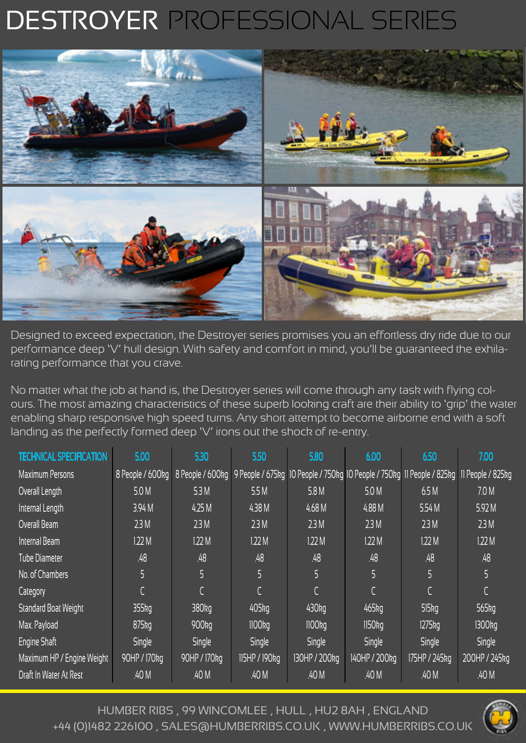# DESTROYER PROFESSIONAL SERIES

Designed to exceed expectation, the Destroyer series promises you an effortless dry ride due to our performance deep 'V' hull design. With safety and comfort in mind, you'll be guaranteed the exhilarating performance that you crave.

No matter what the job at hand is, the Destroyer series will come through any task with flying colours. The most amazing characteristics of these superb looking craft are their ability to 'grip' the water enabling sharp responsive high speed turns. Any short attempt to become airborne end with a soft landing as the perfectly formed deep 'V' irons out the shock of re-entry.

| TECHNICAL SPECIFICATION | 5.00 | 5.30 | 5.50 | 5.80 | 6.00 | 6.50 | 7.00 |
|---|---|---|---|---|---|---|---|
| Maximum Persons | 8 People / 600kg | 8 People / 600kg | 9 People / 675kg | 10 People / 750kg | 10 People / 750kg | 11 People / 825kg | 11 People / 825kg |
| Overall Length | 5.0 M | 5.3 M | 5.5 M | 5.8 M | 5.0 M | 6.5 M | 7.0 M |
| Internal Length | 3.94 M | 4.25 M | 4.38 M | 4.68 M | 4.88 M | 5.54 M | 5.92 M |
| Overall Beam | 2.3 M | 2.3 M | 2.3 M | 2.3 M | 2.3 M | 2.3 M | 2.3 M |
| Internal Beam | 1.22 M | 1.22 M | 1.22 M | 1.22 M | 1.22 M | 1.22 M | 1.22 M |
| Tube Diameter | .48 | .48 | .48 | .48 | .48 | .48 | .48 |
| No. of Chambers | 5 | 5 | 5 | 5 | 5 | 5 | 5 |
| Category | C | C | C | C | C | C | C |
| Standard Boat Weight | 355kg | 380kg | 405kg | 430kg | 465kg | 515kg | 565kg |
| Max. Payload | 875kg | 900kg | 1100kg | 1100kg | 1150kg | 1275kg | 1300kg |
| Engine Shaft | Single | Single | Single | Single | Single | Single | Single |
| Maximum HP / Engine Weight | 90HP / 170kg | 90HP / 170kg | 115HP / 190kg | 130HP / 200kg | 140HP / 200kg | 175HP / 245kg | 200HP / 245kg |
| Draft In Water At Rest | .40 M | .40 M | .40 M | .40 M | .40 M | .40 M | .40 M |

HUMBER RIBS , 99 WINCOMLEE , HULL , HU2 8AH , ENGLAND
+44 (0)1482 226100 , SALES@HUMBERRIBS.CO.UK , WWW.HUMBERRIBS.CO.UK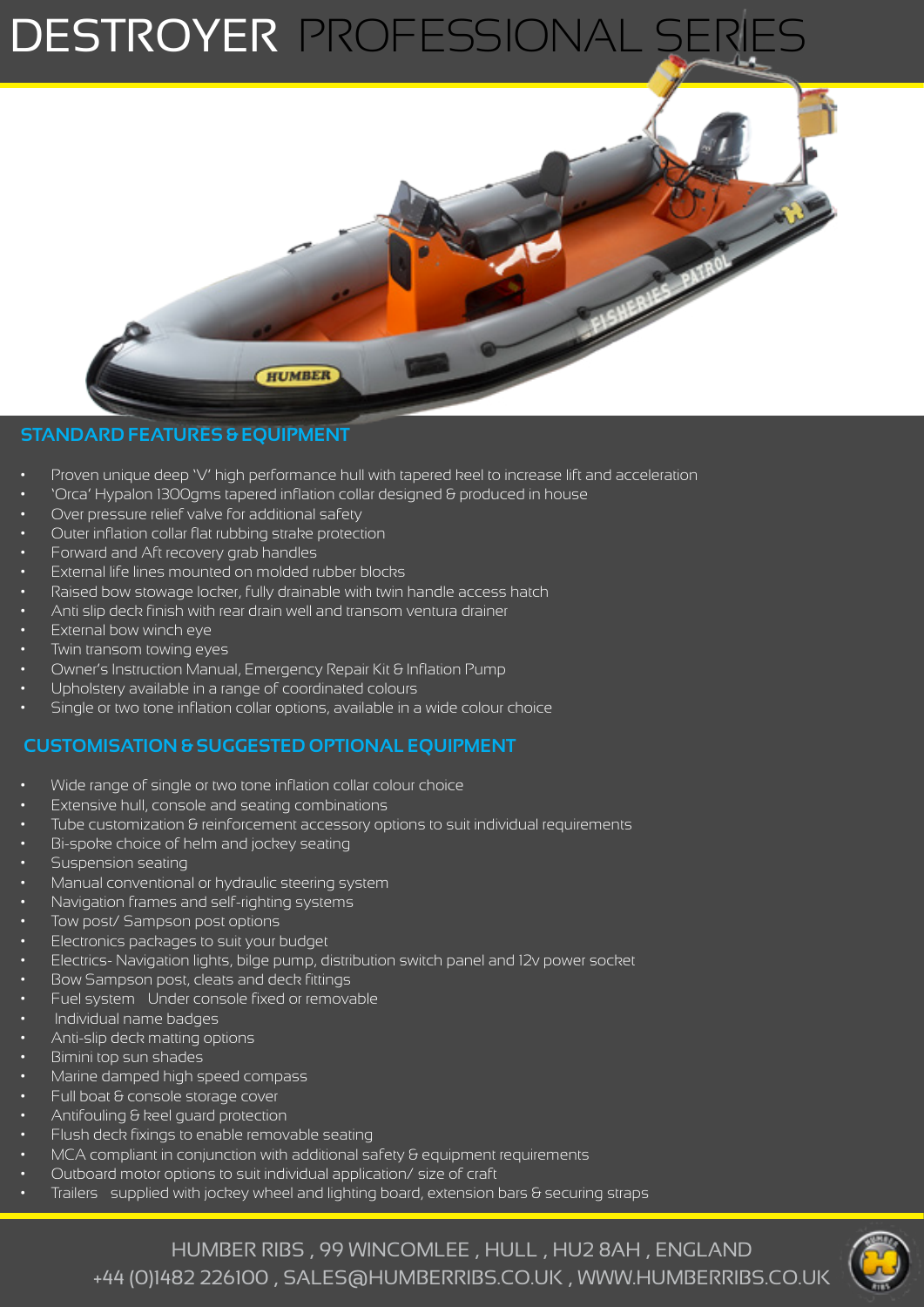# DESTROYER PROFESSIONAL SERIES

## STANDARD FEATURES & EQUIPMENT

- Proven unique deep 'V' high performance hull with tapered keel to increase lift and acceleration
- 'Orca' Hypalon 1300gms tapered inflation collar designed & produced in house
- Over pressure relief valve for additional safety
- Outer inflation collar flat rubbing strake protection
- Forward and Aft recovery grab handles
- External life lines mounted on molded rubber blocks
- Raised bow stowage locker, fully drainable with twin handle access hatch
- Anti slip deck finish with rear drain well and transom ventura drainer
- External bow winch eye
- Twin transom towing eyes
- Owner's Instruction Manual, Emergency Repair Kit & Inflation Pump
- Upholstery available in a range of coordinated colours
- Single or two tone inflation collar options, available in a wide colour choice

## CUSTOMISATION & SUGGESTED OPTIONAL EQUIPMENT

- Wide range of single or two tone inflation collar colour choice
- Extensive hull, console and seating combinations
- Tube customization & reinforcement accessory options to suit individual requirements
- Bi-spoke choice of helm and jockey seating
- Suspension seating
- Manual conventional or hydraulic steering system
- Navigation frames and self-righting systems
- Tow post/ Sampson post options
- Electronics packages to suit your budget
- Electrics- Navigation lights, bilge pump, distribution switch panel and 12v power socket
- Bow Sampson post, cleats and deck fittings
- Fuel system Under console fixed or removable
- Individual name badges
- Anti-slip deck matting options
- Bimini top sun shades
- Marine damped high speed compass
- Full boat & console storage cover
- Antifouling & keel guard protection
- Flush deck fixings to enable removable seating
- MCA compliant in conjunction with additional safety & equipment requirements
- Outboard motor options to suit individual application/ size of craft
- Trailers supplied with jockey wheel and lighting board, extension bars & securing straps

HUMBER RIBS , 99 WINCOMLEE , HULL , HU2 8AH , ENGLAND
+44 (0)1482 226100 , SALES@HUMBERRIBS.CO.UK , WWW.HUMBERRIBS.CO.UK